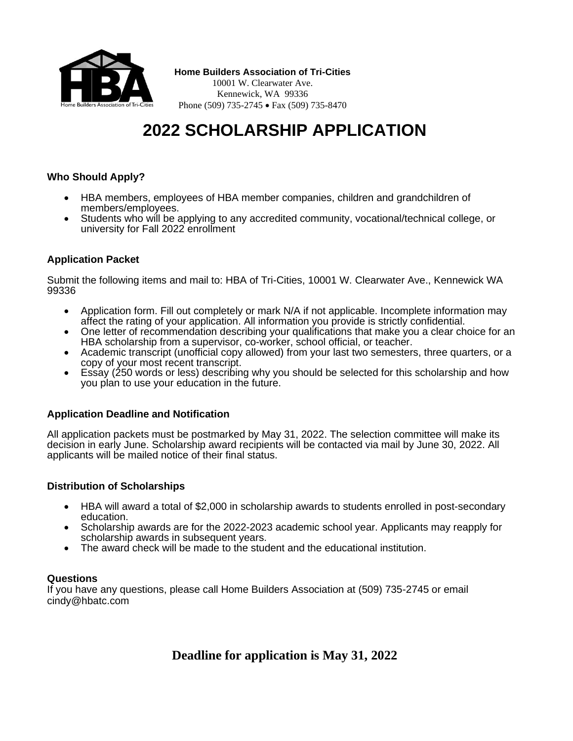**Home Builders Association of Tri-Cities**
10001 W. Clearwater Ave.
Kennewick, WA 99336
Phone (509) 735-2745 • Fax (509) 735-8470

# 2022 SCHOLARSHIP APPLICATION

### Who Should Apply?

- HBA members, employees of HBA member companies, children and grandchildren of members/employees.
- Students who will be applying to any accredited community, vocational/technical college, or university for Fall 2022 enrollment

### Application Packet

Submit the following items and mail to: HBA of Tri-Cities, 10001 W. Clearwater Ave., Kennewick WA 99336

- Application form. Fill out completely or mark N/A if not applicable. Incomplete information may affect the rating of your application. All information you provide is strictly confidential.
- One letter of recommendation describing your qualifications that make you a clear choice for an HBA scholarship from a supervisor, co-worker, school official, or teacher.
- Academic transcript (unofficial copy allowed) from your last two semesters, three quarters, or a copy of your most recent transcript.
- Essay (250 words or less) describing why you should be selected for this scholarship and how you plan to use your education in the future.

### Application Deadline and Notification

All application packets must be postmarked by May 31, 2022. The selection committee will make its decision in early June. Scholarship award recipients will be contacted via mail by June 30, 2022. All applicants will be mailed notice of their final status.

### Distribution of Scholarships

- HBA will award a total of $2,000 in scholarship awards to students enrolled in post-secondary education.
- Scholarship awards are for the 2022-2023 academic school year. Applicants may reapply for scholarship awards in subsequent years.
- The award check will be made to the student and the educational institution.

### Questions

If you have any questions, please call Home Builders Association at (509) 735-2745 or email cindy@hbatc.com

**Deadline for application is May 31, 2022**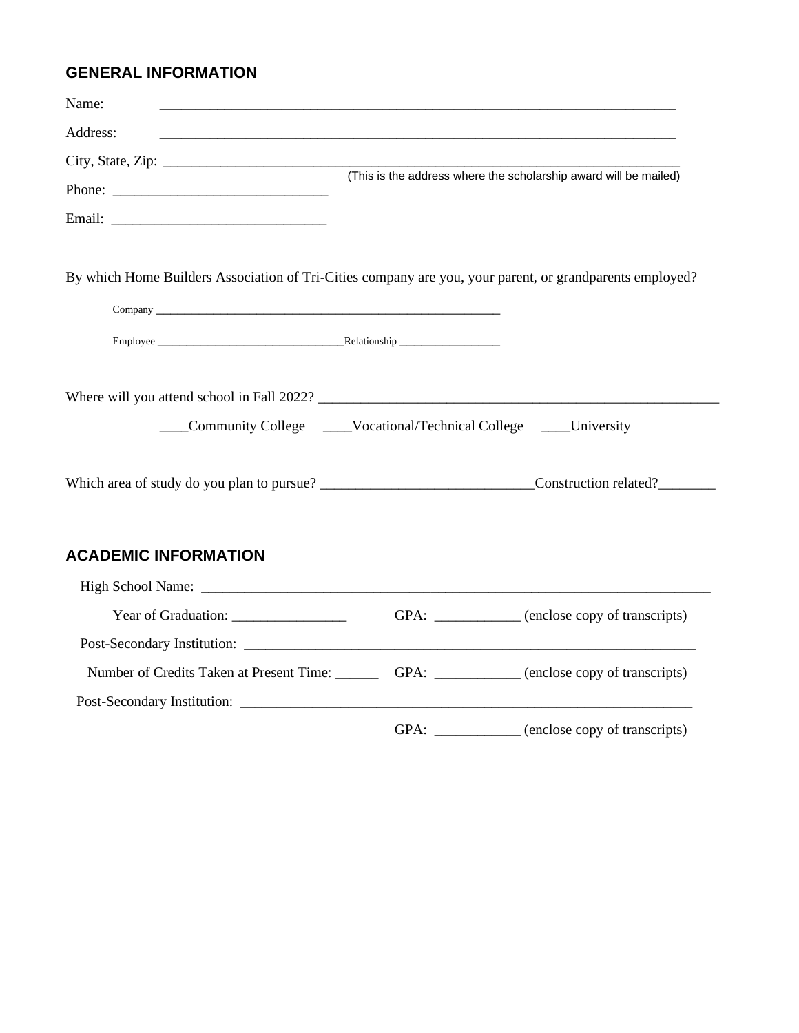## GENERAL INFORMATION

Name: ___________________________________________________________________________

Address: ___________________________________________________________________________

City, State, Zip: ___________________________________________________________________________

(This is the address where the scholarship award will be mailed)

Phone: ______________________________

Email: ______________________________

By which Home Builders Association of Tri-Cities company are you, your parent, or grandparents employed?

Company ___________________________________________________________

Employee _________________________________Relationship _________________

Where will you attend school in Fall 2022? ___________________________________________________________

____Community College ____Vocational/Technical College ____University

Which area of study do you plan to pursue? _____________________________Construction related?________

## ACADEMIC INFORMATION

High School Name: ___________________________________________________________________________

Year of Graduation: ________________ GPA: ____________ (enclose copy of transcripts)

Post-Secondary Institution: ________________________________________________________________

Number of Credits Taken at Present Time: ______ GPA: ____________ (enclose copy of transcripts)

Post-Secondary Institution: ________________________________________________________________

GPA: ____________ (enclose copy of transcripts)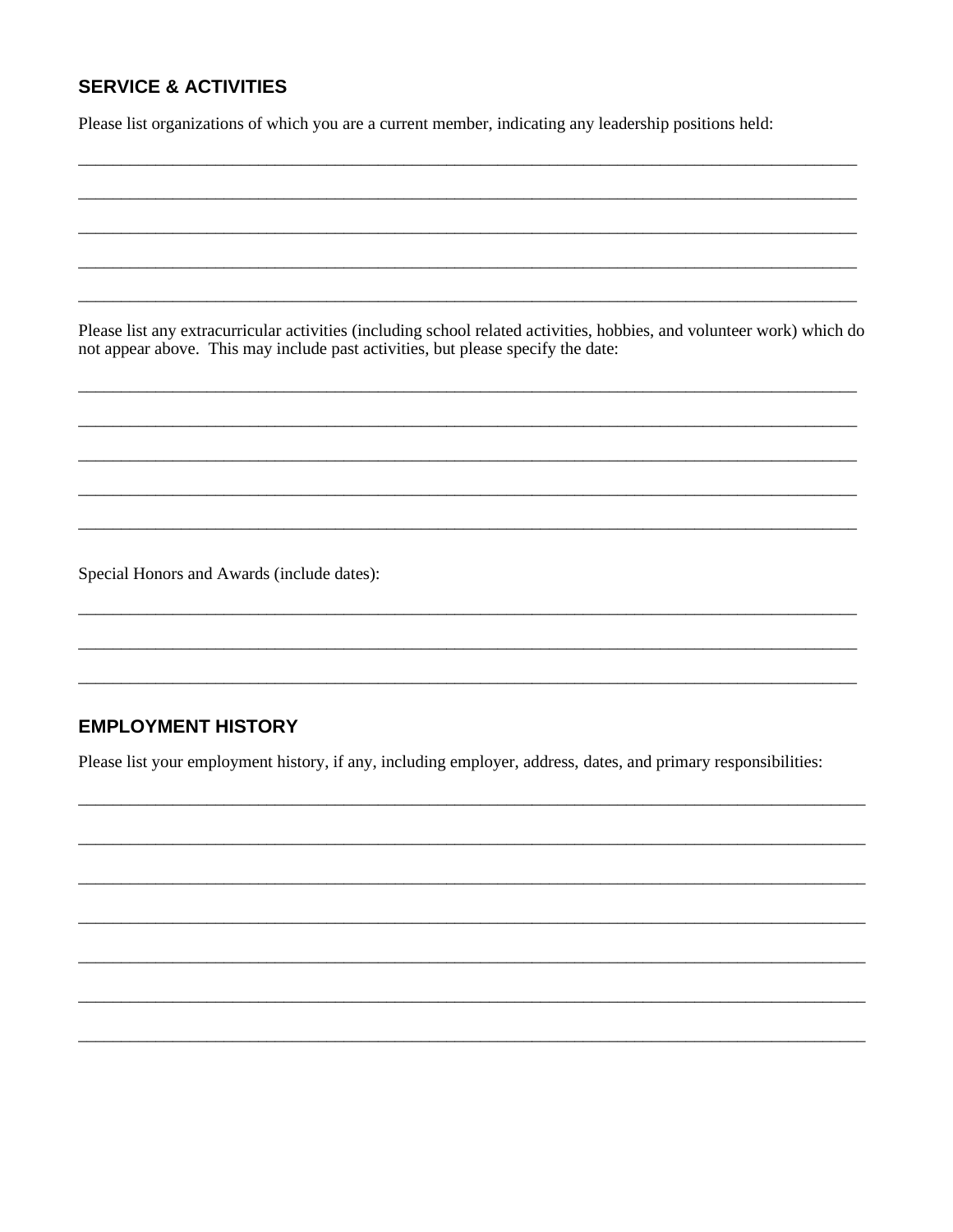## SERVICE & ACTIVITIES

Please list organizations of which you are a current member, indicating any leadership positions held:

________________________________________________________________________________

________________________________________________________________________________

________________________________________________________________________________

________________________________________________________________________________

________________________________________________________________________________

Please list any extracurricular activities (including school related activities, hobbies, and volunteer work) which do not appear above. This may include past activities, but please specify the date:

________________________________________________________________________________

________________________________________________________________________________

________________________________________________________________________________

________________________________________________________________________________

________________________________________________________________________________

Special Honors and Awards (include dates):

________________________________________________________________________________

________________________________________________________________________________

________________________________________________________________________________

## EMPLOYMENT HISTORY

Please list your employment history, if any, including employer, address, dates, and primary responsibilities:

________________________________________________________________________________

________________________________________________________________________________

________________________________________________________________________________

________________________________________________________________________________

________________________________________________________________________________

________________________________________________________________________________

________________________________________________________________________________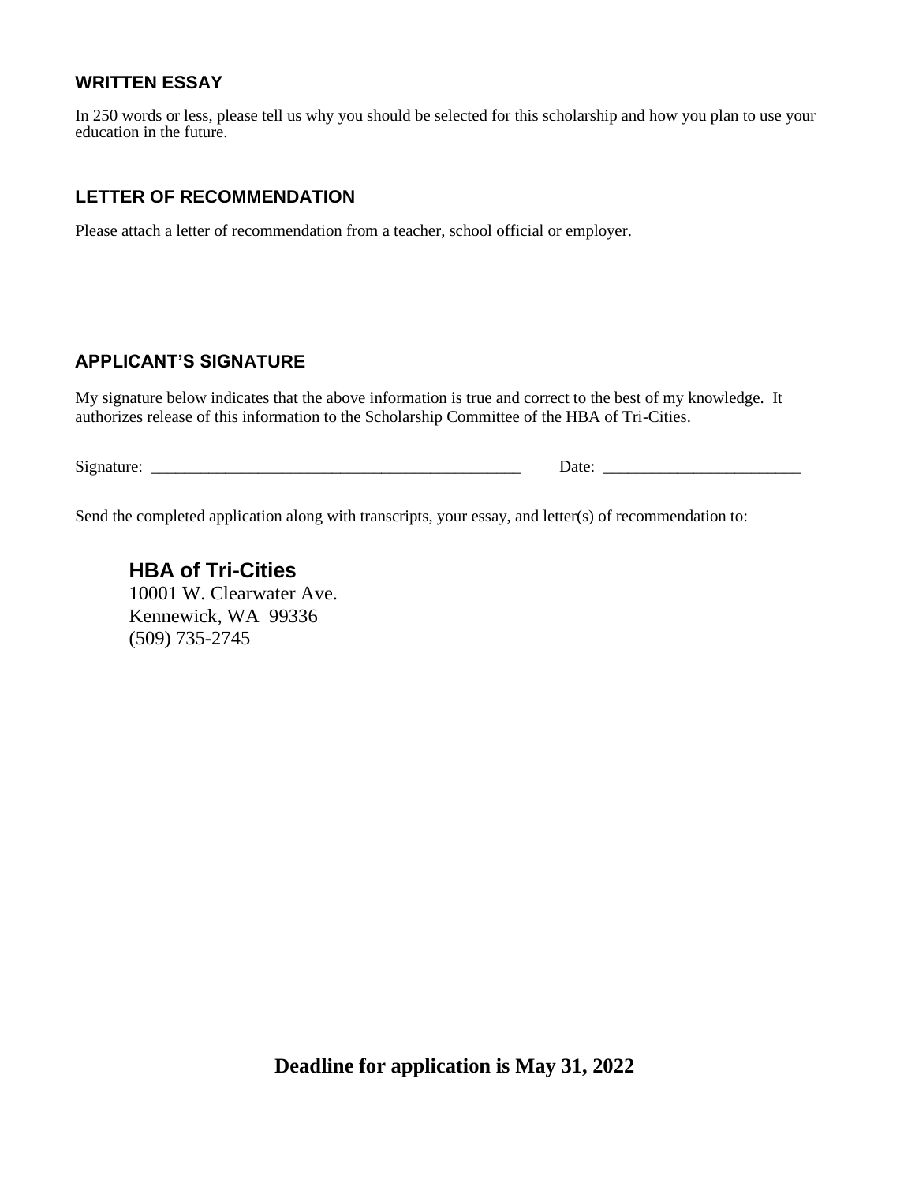## WRITTEN ESSAY

In 250 words or less, please tell us why you should be selected for this scholarship and how you plan to use your education in the future.

## LETTER OF RECOMMENDATION

Please attach a letter of recommendation from a teacher, school official or employer.

## APPLICANT'S SIGNATURE

My signature below indicates that the above information is true and correct to the best of my knowledge. It authorizes release of this information to the Scholarship Committee of the HBA of Tri-Cities.

Signature: ______________________________________________ Date: ________________________

Send the completed application along with transcripts, your essay, and letter(s) of recommendation to:

**HBA of Tri-Cities**
10001 W. Clearwater Ave.
Kennewick, WA 99336
(509) 735-2745

**Deadline for application is May 31, 2022**